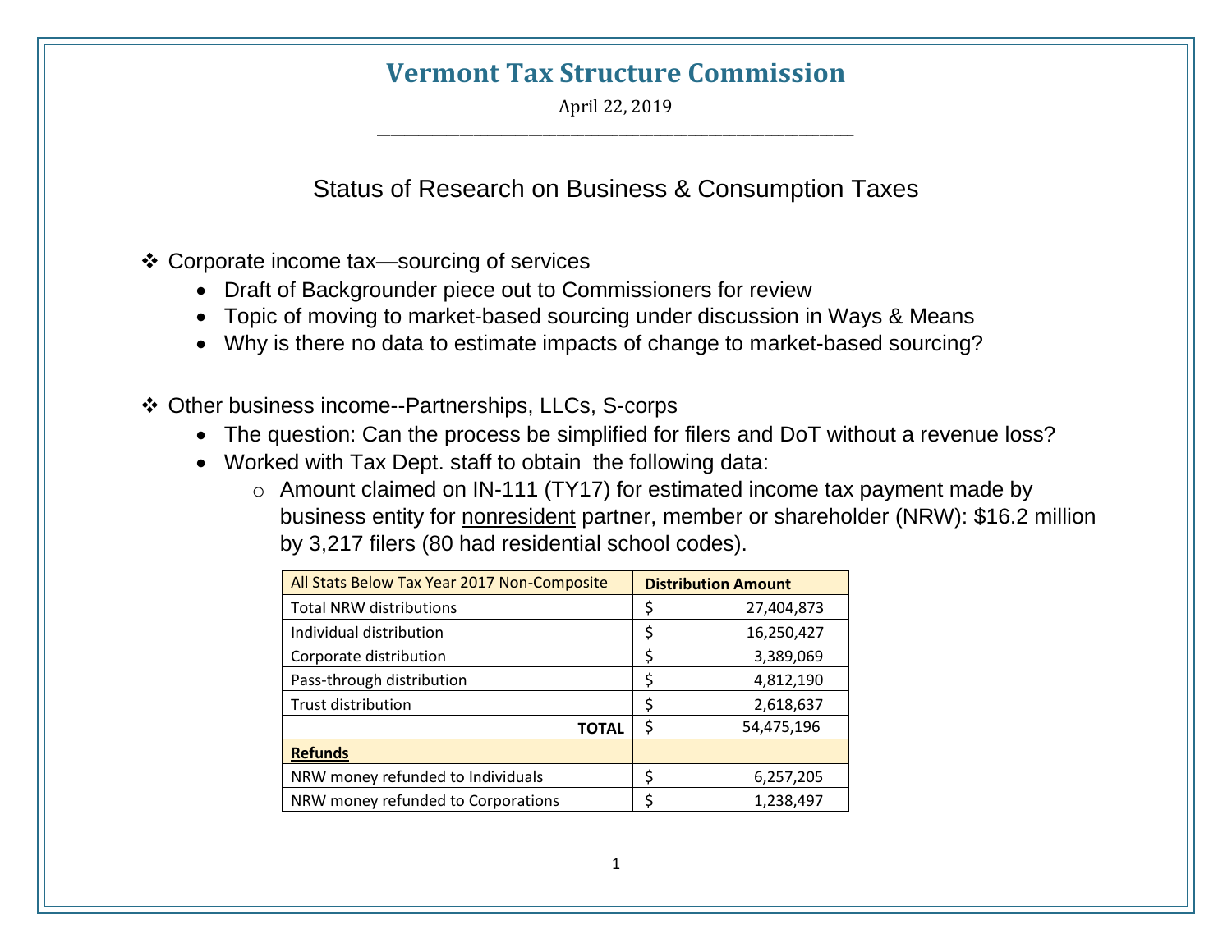# Vermont Tax Structure Commission

April 22, 2019

## Status of Research on Business & Consumption Taxes

❖ Corporate income tax—sourcing of services

- Draft of Backgrounder piece out to Commissioners for review
- Topic of moving to market-based sourcing under discussion in Ways & Means
- Why is there no data to estimate impacts of change to market-based sourcing?

❖ Other business income--Partnerships, LLCs, S-corps

- The question: Can the process be simplified for filers and DoT without a revenue loss?
- Worked with Tax Dept. staff to obtain the following data:
  - Amount claimed on IN-111 (TY17) for estimated income tax payment made by business entity for <u>nonresident</u> partner, member or shareholder (NRW): $16.2 million by 3,217 filers (80 had residential school codes).

| All Stats Below Tax Year 2017 Non-Composite | **Distribution Amount** |
|---|---|
| Total NRW distributions | $ 27,404,873 |
| Individual distribution | $ 16,250,427 |
| Corporate distribution | $ 3,389,069 |
| Pass-through distribution | $ 4,812,190 |
| Trust distribution | $ 2,618,637 |
| **TOTAL** | $ 54,475,196 |
| **<u>Refunds</u>** | |
| NRW money refunded to Individuals | $ 6,257,205 |
| NRW money refunded to Corporations | $ 1,238,497 |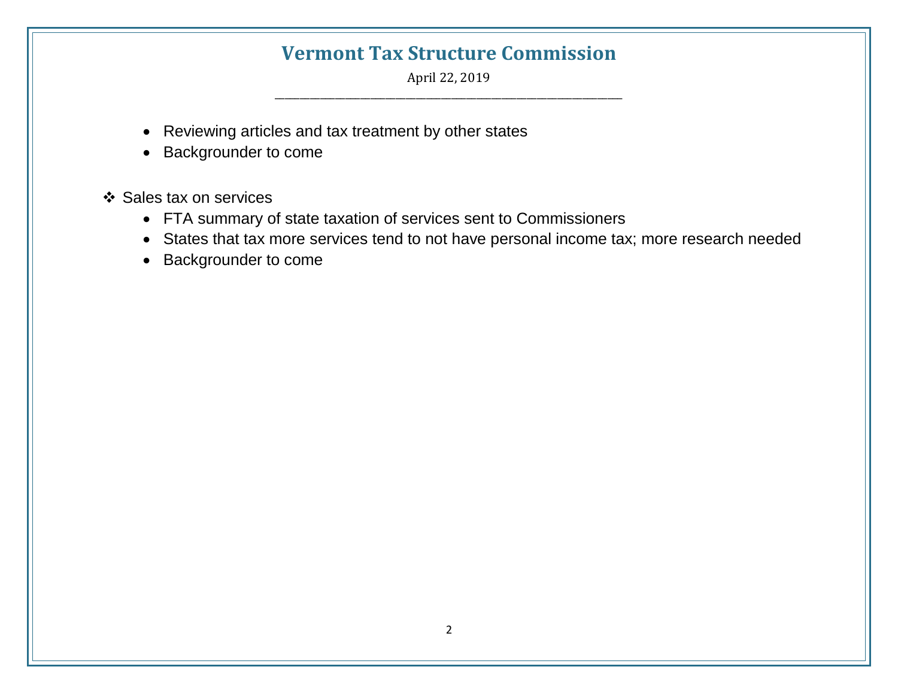- Reviewing articles and tax treatment by other states
- Backgrounder to come

❖ Sales tax on services

- FTA summary of state taxation of services sent to Commissioners
- States that tax more services tend to not have personal income tax; more research needed
- Backgrounder to come